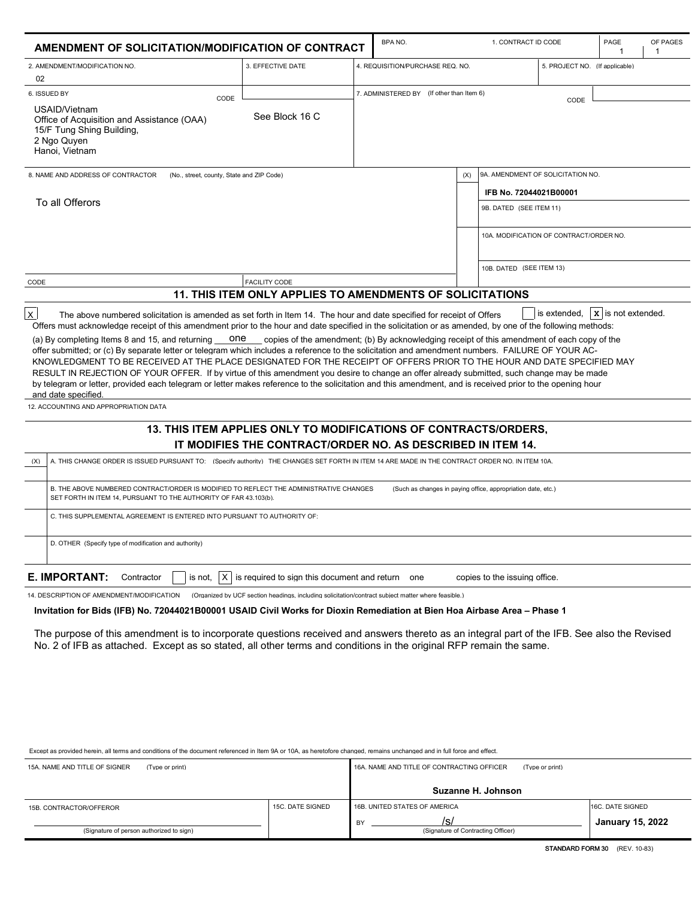# AMENDMENT OF SOLICITATION/MODIFICATION OF CONTRACT

| BPA NO. | 1. CONTRACT ID CODE | PAGE | OF PAGES |
|---|---|---|---|
| | | 1 | 1 |

| 2. AMENDMENT/MODIFICATION NO. | 3. EFFECTIVE DATE | 4. REQUISITION/PURCHASE REQ. NO. | 5. PROJECT NO. (If applicable) |
|---|---|---|---|
| 02 | | | |

**6. ISSUED BY** CODE: See Block 16 C

USAID/Vietnam
Office of Acquisition and Assistance (OAA)
15/F Tung Shing Building,
2 Ngo Quyen
Hanoi, Vietnam

**7. ADMINISTERED BY** (If other than Item 6) CODE

**8. NAME AND ADDRESS OF CONTRACTOR** (No., street, county, State and ZIP Code)

To all Offerors

CODE | FACILITY CODE

| (X) | |
|---|---|
| | 9A. AMENDMENT OF SOLICITATION NO. **IFB No. 72044021B00001** |
| | 9B. DATED (SEE ITEM 11) |
| | 10A. MODIFICATION OF CONTRACT/ORDER NO. |
| | 10B. DATED (SEE ITEM 13) |

## 11. THIS ITEM ONLY APPLIES TO AMENDMENTS OF SOLICITATIONS

[X] The above numbered solicitation is amended as set forth in Item 14. The hour and date specified for receipt of Offers [ ] is extended, [X] is not extended.

Offers must acknowledge receipt of this amendment prior to the hour and date specified in the solicitation or as amended, by one of the following methods:

(a) By completing Items 8 and 15, and returning one copies of the amendment; (b) By acknowledging receipt of this amendment on each copy of the offer submitted; or (c) By separate letter or telegram which includes a reference to the solicitation and amendment numbers. FAILURE OF YOUR ACKNOWLEDGMENT TO BE RECEIVED AT THE PLACE DESIGNATED FOR THE RECEIPT OF OFFERS PRIOR TO THE HOUR AND DATE SPECIFIED MAY RESULT IN REJECTION OF YOUR OFFER. If by virtue of this amendment you desire to change an offer already submitted, such change may be made by telegram or letter, provided each telegram or letter makes reference to the solicitation and this amendment, and is received prior to the opening hour and date specified.

12. ACCOUNTING AND APPROPRIATION DATA

## 13. THIS ITEM APPLIES ONLY TO MODIFICATIONS OF CONTRACTS/ORDERS, IT MODIFIES THE CONTRACT/ORDER NO. AS DESCRIBED IN ITEM 14.

| (X) | |
|---|---|
| | A. THIS CHANGE ORDER IS ISSUED PURSUANT TO: (Specify authority) THE CHANGES SET FORTH IN ITEM 14 ARE MADE IN THE CONTRACT ORDER NO. IN ITEM 10A. |
| | B. THE ABOVE NUMBERED CONTRACT/ORDER IS MODIFIED TO REFLECT THE ADMINISTRATIVE CHANGES (Such as changes in paying office, appropriation date, etc.) SET FORTH IN ITEM 14, PURSUANT TO THE AUTHORITY OF FAR 43.103(b). |
| | C. THIS SUPPLEMENTAL AGREEMENT IS ENTERED INTO PURSUANT TO AUTHORITY OF: |
| | D. OTHER (Specify type of modification and authority) |

**E. IMPORTANT:** Contractor [ ] is not, [X] is required to sign this document and return one copies to the issuing office.

14. DESCRIPTION OF AMENDMENT/MODIFICATION (Organized by UCF section headings, including solicitation/contract subject matter where feasible.)

**Invitation for Bids (IFB) No. 72044021B00001 USAID Civil Works for Dioxin Remediation at Bien Hoa Airbase Area – Phase 1**

The purpose of this amendment is to incorporate questions received and answers thereto as an integral part of the IFB. See also the Revised No. 2 of IFB as attached. Except as so stated, all other terms and conditions in the original RFP remain the same.

Except as provided herein, all terms and conditions of the document referenced in Item 9A or 10A, as heretofore changed, remains unchanged and in full force and effect.

| 15A. NAME AND TITLE OF SIGNER (Type or print) | | 16A. NAME AND TITLE OF CONTRACTING OFFICER (Type or print) | |
|---|---|---|---|
| | | **Suzanne H. Johnson** | |
| 15B. CONTRACTOR/OFFEROR | 15C. DATE SIGNED | 16B. UNITED STATES OF AMERICA | 16C. DATE SIGNED |
| (Signature of person authorized to sign) | | BY /s/ (Signature of Contracting Officer) | **January 15, 2022** |

STANDARD FORM 30 (REV. 10-83)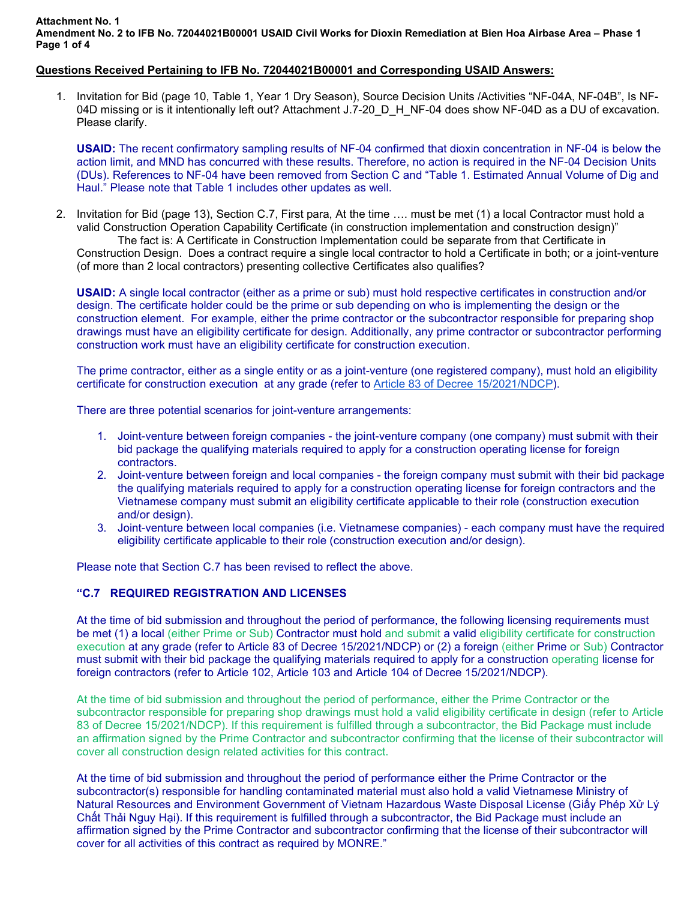**Attachment No. 1**
**Amendment No. 2 to IFB No. 72044021B00001 USAID Civil Works for Dioxin Remediation at Bien Hoa Airbase Area – Phase 1**

**Questions Received Pertaining to IFB No. 72044021B00001 and Corresponding USAID Answers:**

1. Invitation for Bid (page 10, Table 1, Year 1 Dry Season), Source Decision Units /Activities "NF-04A, NF-04B", Is NF-04D missing or is it intentionally left out? Attachment J.7-20_D_H_NF-04 does show NF-04D as a DU of excavation. Please clarify.

   **USAID:** The recent confirmatory sampling results of NF-04 confirmed that dioxin concentration in NF-04 is below the action limit, and MND has concurred with these results. Therefore, no action is required in the NF-04 Decision Units (DUs). References to NF-04 have been removed from Section C and "Table 1. Estimated Annual Volume of Dig and Haul." Please note that Table 1 includes other updates as well.

2. Invitation for Bid (page 13), Section C.7, First para, At the time …. must be met (1) a local Contractor must hold a valid Construction Operation Capability Certificate (in construction implementation and construction design)"
   The fact is: A Certificate in Construction Implementation could be separate from that Certificate in Construction Design. Does a contract require a single local contractor to hold a Certificate in both; or a joint-venture (of more than 2 local contractors) presenting collective Certificates also qualifies?

   **USAID:** A single local contractor (either as a prime or sub) must hold respective certificates in construction and/or design. The certificate holder could be the prime or sub depending on who is implementing the design or the construction element. For example, either the prime contractor or the subcontractor responsible for preparing shop drawings must have an eligibility certificate for design. Additionally, any prime contractor or subcontractor performing construction work must have an eligibility certificate for construction execution.

   The prime contractor, either as a single entity or as a joint-venture (one registered company), must hold an eligibility certificate for construction execution at any grade (refer to Article 83 of Decree 15/2021/NDCP).

   There are three potential scenarios for joint-venture arrangements:

   1. Joint-venture between foreign companies - the joint-venture company (one company) must submit with their bid package the qualifying materials required to apply for a construction operating license for foreign contractors.
   2. Joint-venture between foreign and local companies - the foreign company must submit with their bid package the qualifying materials required to apply for a construction operating license for foreign contractors and the Vietnamese company must submit an eligibility certificate applicable to their role (construction execution and/or design).
   3. Joint-venture between local companies (i.e. Vietnamese companies) - each company must have the required eligibility certificate applicable to their role (construction execution and/or design).

   Please note that Section C.7 has been revised to reflect the above.

   **"C.7 REQUIRED REGISTRATION AND LICENSES**

   At the time of bid submission and throughout the period of performance, the following licensing requirements must be met (1) a local (either Prime or Sub) Contractor must hold and submit a valid eligibility certificate for construction execution at any grade (refer to Article 83 of Decree 15/2021/NDCP) or (2) a foreign (either Prime or Sub) Contractor must submit with their bid package the qualifying materials required to apply for a construction operating license for foreign contractors (refer to Article 102, Article 103 and Article 104 of Decree 15/2021/NDCP).

   At the time of bid submission and throughout the period of performance, either the Prime Contractor or the subcontractor responsible for preparing shop drawings must hold a valid eligibility certificate in design (refer to Article 83 of Decree 15/2021/NDCP). If this requirement is fulfilled through a subcontractor, the Bid Package must include an affirmation signed by the Prime Contractor and subcontractor confirming that the license of their subcontractor will cover all construction design related activities for this contract.

   At the time of bid submission and throughout the period of performance either the Prime Contractor or the subcontractor(s) responsible for handling contaminated material must also hold a valid Vietnamese Ministry of Natural Resources and Environment Government of Vietnam Hazardous Waste Disposal License (Giấy Phép Xử Lý Chất Thải Nguy Hại). If this requirement is fulfilled through a subcontractor, the Bid Package must include an affirmation signed by the Prime Contractor and subcontractor confirming that the license of their subcontractor will cover for all activities of this contract as required by MONRE."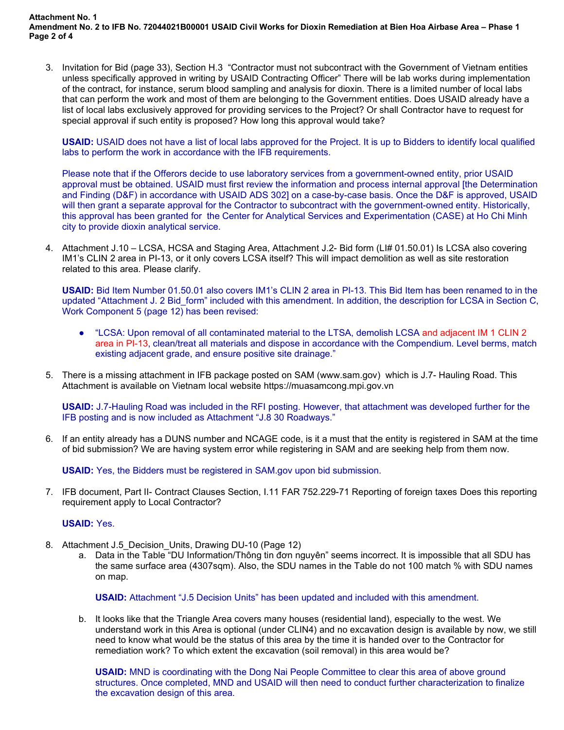3. Invitation for Bid (page 33), Section H.3 "Contractor must not subcontract with the Government of Vietnam entities unless specifically approved in writing by USAID Contracting Officer" There will be lab works during implementation of the contract, for instance, serum blood sampling and analysis for dioxin. There is a limited number of local labs that can perform the work and most of them are belonging to the Government entities. Does USAID already have a list of local labs exclusively approved for providing services to the Project? Or shall Contractor have to request for special approval if such entity is proposed? How long this approval would take?

   **USAID:** USAID does not have a list of local labs approved for the Project. It is up to Bidders to identify local qualified labs to perform the work in accordance with the IFB requirements.

   Please note that if the Offerors decide to use laboratory services from a government-owned entity, prior USAID approval must be obtained. USAID must first review the information and process internal approval [the Determination and Finding (D&F) in accordance with USAID ADS 302] on a case-by-case basis. Once the D&F is approved, USAID will then grant a separate approval for the Contractor to subcontract with the government-owned entity. Historically, this approval has been granted for the Center for Analytical Services and Experimentation (CASE) at Ho Chi Minh city to provide dioxin analytical service.

4. Attachment J.10 – LCSA, HCSA and Staging Area, Attachment J.2- Bid form (LI# 01.50.01) Is LCSA also covering IM1's CLIN 2 area in PI-13, or it only covers LCSA itself? This will impact demolition as well as site restoration related to this area. Please clarify.

   **USAID:** Bid Item Number 01.50.01 also covers IM1's CLIN 2 area in PI-13. This Bid Item has been renamed to in the updated "Attachment J. 2 Bid_form" included with this amendment. In addition, the description for LCSA in Section C, Work Component 5 (page 12) has been revised:

   - "LCSA: Upon removal of all contaminated material to the LTSA, demolish LCSA and adjacent IM 1 CLIN 2 area in PI-13, clean/treat all materials and dispose in accordance with the Compendium. Level berms, match existing adjacent grade, and ensure positive site drainage."

5. There is a missing attachment in IFB package posted on SAM (www.sam.gov) which is J.7- Hauling Road. This Attachment is available on Vietnam local website https://muasamcong.mpi.gov.vn

   **USAID:** J.7-Hauling Road was included in the RFI posting. However, that attachment was developed further for the IFB posting and is now included as Attachment "J.8 30 Roadways."

6. If an entity already has a DUNS number and NCAGE code, is it a must that the entity is registered in SAM at the time of bid submission? We are having system error while registering in SAM and are seeking help from them now.

   **USAID:** Yes, the Bidders must be registered in SAM.gov upon bid submission.

7. IFB document, Part II- Contract Clauses Section, I.11 FAR 752.229-71 Reporting of foreign taxes Does this reporting requirement apply to Local Contractor?

   **USAID:** Yes.

8. Attachment J.5_Decision_Units, Drawing DU-10 (Page 12)
   a. Data in the Table "DU Information/Thông tin đơn nguyên" seems incorrect. It is impossible that all SDU has the same surface area (4307sqm). Also, the SDU names in the Table do not 100 match % with SDU names on map.

      **USAID:** Attachment "J.5 Decision Units" has been updated and included with this amendment.

   b. It looks like that the Triangle Area covers many houses (residential land), especially to the west. We understand work in this Area is optional (under CLIN4) and no excavation design is available by now, we still need to know what would be the status of this area by the time it is handed over to the Contractor for remediation work? To which extent the excavation (soil removal) in this area would be?

      **USAID:** MND is coordinating with the Dong Nai People Committee to clear this area of above ground structures. Once completed, MND and USAID will then need to conduct further characterization to finalize the excavation design of this area.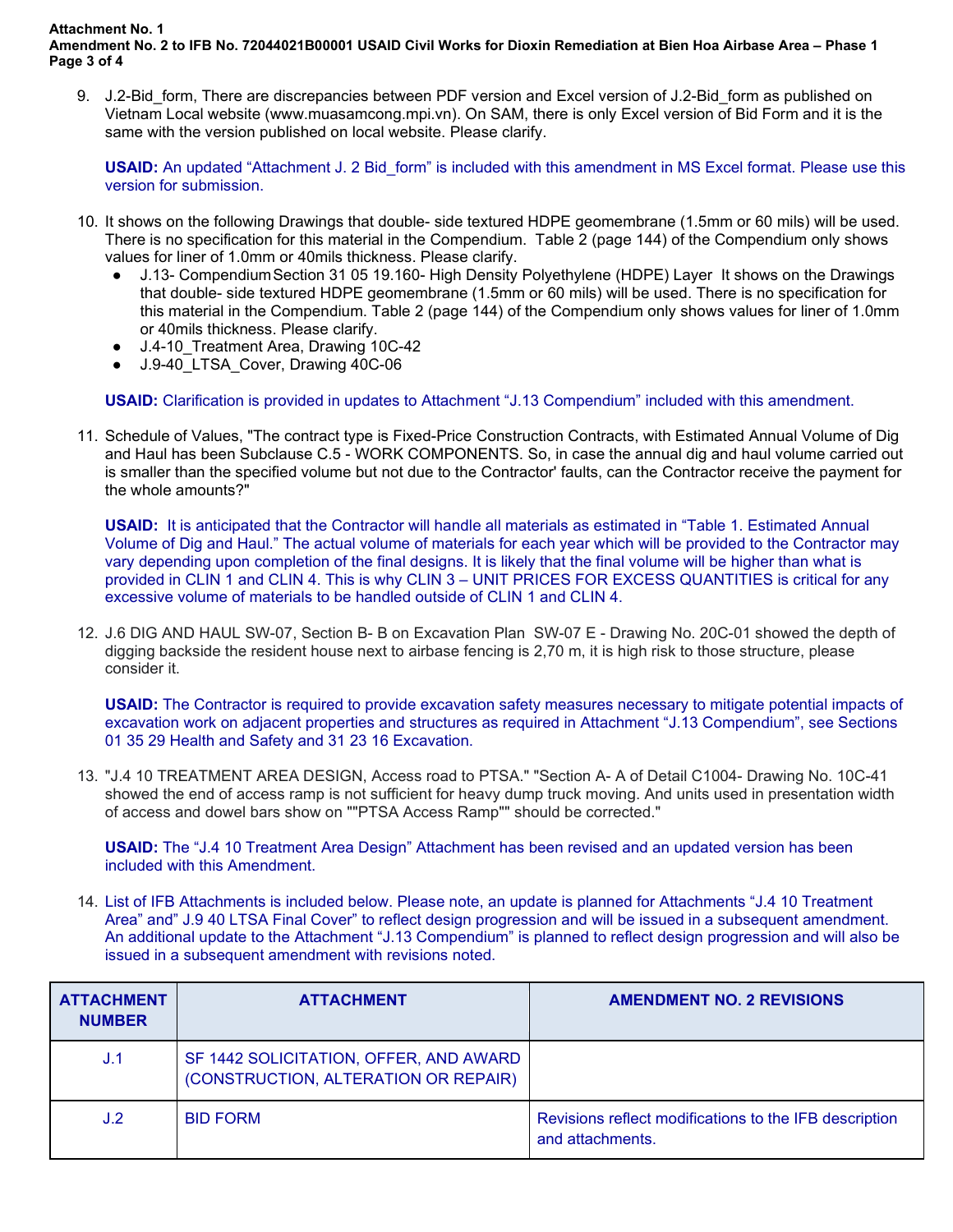9. J.2-Bid_form, There are discrepancies between PDF version and Excel version of J.2-Bid_form as published on Vietnam Local website (www.muasamcong.mpi.vn). On SAM, there is only Excel version of Bid Form and it is the same with the version published on local website. Please clarify.

   **USAID:** An updated "Attachment J. 2 Bid_form" is included with this amendment in MS Excel format. Please use this version for submission.

10. It shows on the following Drawings that double- side textured HDPE geomembrane (1.5mm or 60 mils) will be used. There is no specification for this material in the Compendium. Table 2 (page 144) of the Compendium only shows values for liner of 1.0mm or 40mils thickness. Please clarify.
    - J.13- Compendium Section 31 05 19.160- High Density Polyethylene (HDPE) Layer It shows on the Drawings that double- side textured HDPE geomembrane (1.5mm or 60 mils) will be used. There is no specification for this material in the Compendium. Table 2 (page 144) of the Compendium only shows values for liner of 1.0mm or 40mils thickness. Please clarify.
    - J.4-10_Treatment Area, Drawing 10C-42
    - J.9-40_LTSA_Cover, Drawing 40C-06

    **USAID:** Clarification is provided in updates to Attachment "J.13 Compendium" included with this amendment.

11. Schedule of Values, "The contract type is Fixed-Price Construction Contracts, with Estimated Annual Volume of Dig and Haul has been Subclause C.5 - WORK COMPONENTS. So, in case the annual dig and haul volume carried out is smaller than the specified volume but not due to the Contractor' faults, can the Contractor receive the payment for the whole amounts?"

    **USAID:** It is anticipated that the Contractor will handle all materials as estimated in "Table 1. Estimated Annual Volume of Dig and Haul." The actual volume of materials for each year which will be provided to the Contractor may vary depending upon completion of the final designs. It is likely that the final volume will be higher than what is provided in CLIN 1 and CLIN 4. This is why CLIN 3 – UNIT PRICES FOR EXCESS QUANTITIES is critical for any excessive volume of materials to be handled outside of CLIN 1 and CLIN 4.

12. J.6 DIG AND HAUL SW-07, Section B- B on Excavation Plan SW-07 E - Drawing No. 20C-01 showed the depth of digging backside the resident house next to airbase fencing is 2,70 m, it is high risk to those structure, please consider it.

    **USAID:** The Contractor is required to provide excavation safety measures necessary to mitigate potential impacts of excavation work on adjacent properties and structures as required in Attachment "J.13 Compendium", see Sections 01 35 29 Health and Safety and 31 23 16 Excavation.

13. "J.4 10 TREATMENT AREA DESIGN, Access road to PTSA." "Section A- A of Detail C1004- Drawing No. 10C-41 showed the end of access ramp is not sufficient for heavy dump truck moving. And units used in presentation width of access and dowel bars show on ""PTSA Access Ramp"" should be corrected."

    **USAID:** The "J.4 10 Treatment Area Design" Attachment has been revised and an updated version has been included with this Amendment.

14. List of IFB Attachments is included below. Please note, an update is planned for Attachments "J.4 10 Treatment Area" and" J.9 40 LTSA Final Cover" to reflect design progression and will be issued in a subsequent amendment. An additional update to the Attachment "J.13 Compendium" is planned to reflect design progression and will also be issued in a subsequent amendment with revisions noted.

| ATTACHMENT NUMBER | ATTACHMENT | AMENDMENT NO. 2 REVISIONS |
|---|---|---|
| J.1 | SF 1442 SOLICITATION, OFFER, AND AWARD (CONSTRUCTION, ALTERATION OR REPAIR) | |
| J.2 | BID FORM | Revisions reflect modifications to the IFB description and attachments. |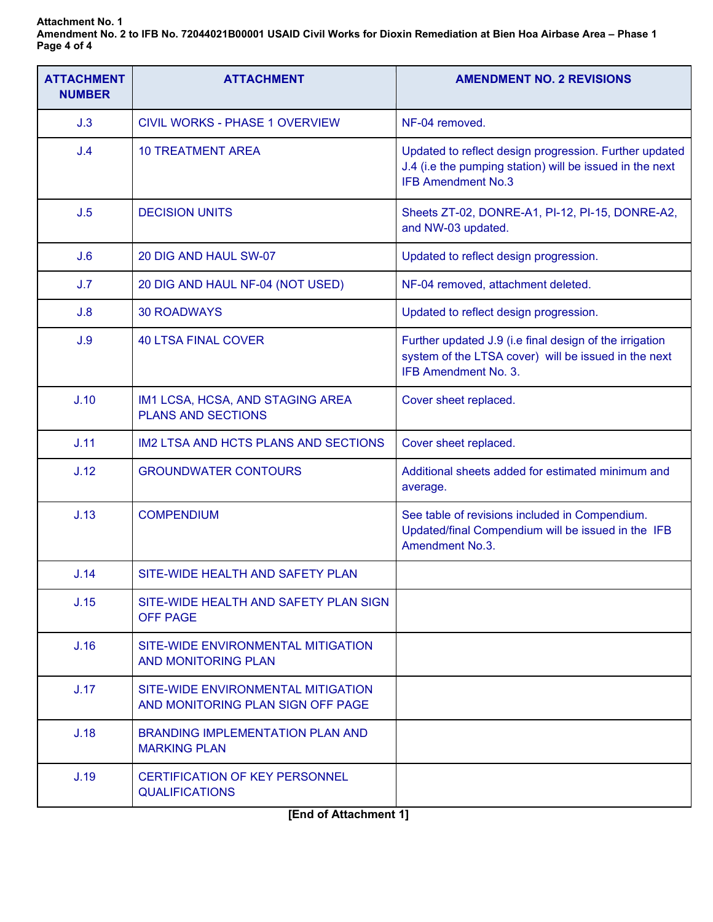**Attachment No. 1**
**Amendment No. 2 to IFB No. 72044021B00001 USAID Civil Works for Dioxin Remediation at Bien Hoa Airbase Area – Phase 1**

| ATTACHMENT NUMBER | ATTACHMENT | AMENDMENT NO. 2 REVISIONS |
|---|---|---|
| J.3 | CIVIL WORKS - PHASE 1 OVERVIEW | NF-04 removed. |
| J.4 | 10 TREATMENT AREA | Updated to reflect design progression. Further updated J.4 (i.e the pumping station) will be issued in the next IFB Amendment No.3 |
| J.5 | DECISION UNITS | Sheets ZT-02, DONRE-A1, PI-12, PI-15, DONRE-A2, and NW-03 updated. |
| J.6 | 20 DIG AND HAUL SW-07 | Updated to reflect design progression. |
| J.7 | 20 DIG AND HAUL NF-04 (NOT USED) | NF-04 removed, attachment deleted. |
| J.8 | 30 ROADWAYS | Updated to reflect design progression. |
| J.9 | 40 LTSA FINAL COVER | Further updated J.9 (i.e final design of the irrigation system of the LTSA cover) will be issued in the next IFB Amendment No. 3. |
| J.10 | IM1 LCSA, HCSA, AND STAGING AREA PLANS AND SECTIONS | Cover sheet replaced. |
| J.11 | IM2 LTSA AND HCTS PLANS AND SECTIONS | Cover sheet replaced. |
| J.12 | GROUNDWATER CONTOURS | Additional sheets added for estimated minimum and average. |
| J.13 | COMPENDIUM | See table of revisions included in Compendium. Updated/final Compendium will be issued in the IFB Amendment No.3. |
| J.14 | SITE-WIDE HEALTH AND SAFETY PLAN | |
| J.15 | SITE-WIDE HEALTH AND SAFETY PLAN SIGN OFF PAGE | |
| J.16 | SITE-WIDE ENVIRONMENTAL MITIGATION AND MONITORING PLAN | |
| J.17 | SITE-WIDE ENVIRONMENTAL MITIGATION AND MONITORING PLAN SIGN OFF PAGE | |
| J.18 | BRANDING IMPLEMENTATION PLAN AND MARKING PLAN | |
| J.19 | CERTIFICATION OF KEY PERSONNEL QUALIFICATIONS | |

**[End of Attachment 1]**